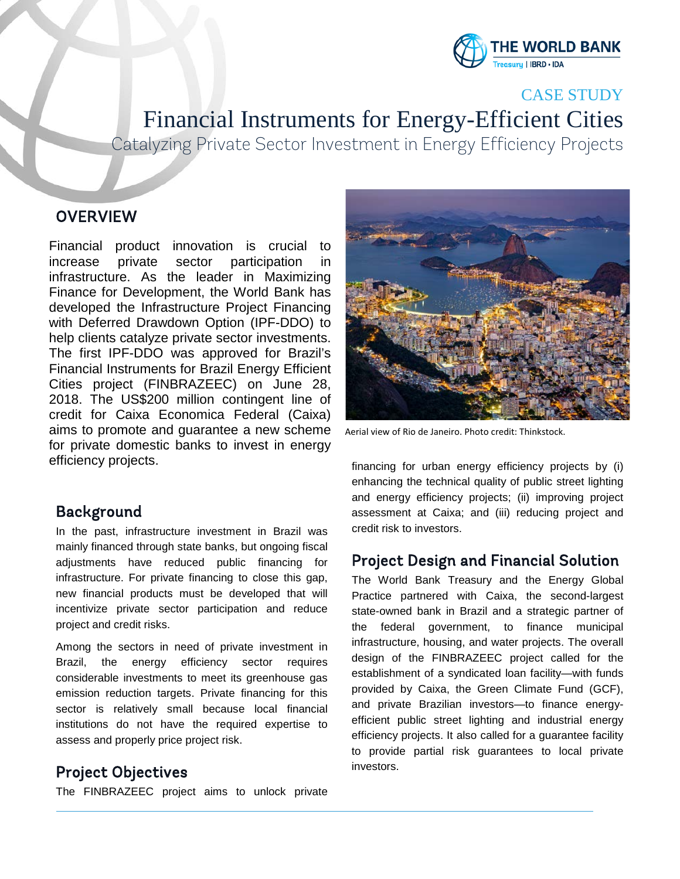THE WORLD BANK
Treasury | IBRD • IDA

CASE STUDY

# Financial Instruments for Energy-Efficient Cities

Catalyzing Private Sector Investment in Energy Efficiency Projects

## OVERVIEW

Financial product innovation is crucial to increase private sector participation in infrastructure. As the leader in Maximizing Finance for Development, the World Bank has developed the Infrastructure Project Financing with Deferred Drawdown Option (IPF-DDO) to help clients catalyze private sector investments. The first IPF-DDO was approved for Brazil's Financial Instruments for Brazil Energy Efficient Cities project (FINBRAZEEC) on June 28, 2018. The US$200 million contingent line of credit for Caixa Economica Federal (Caixa) aims to promote and guarantee a new scheme for private domestic banks to invest in energy efficiency projects.

Aerial view of Rio de Janeiro. Photo credit: Thinkstock.

## Background

In the past, infrastructure investment in Brazil was mainly financed through state banks, but ongoing fiscal adjustments have reduced public financing for infrastructure. For private financing to close this gap, new financial products must be developed that will incentivize private sector participation and reduce project and credit risks.

Among the sectors in need of private investment in Brazil, the energy efficiency sector requires considerable investments to meet its greenhouse gas emission reduction targets. Private financing for this sector is relatively small because local financial institutions do not have the required expertise to assess and properly price project risk.

## Project Objectives

The FINBRAZEEC project aims to unlock private financing for urban energy efficiency projects by (i) enhancing the technical quality of public street lighting and energy efficiency projects; (ii) improving project assessment at Caixa; and (iii) reducing project and credit risk to investors.

## Project Design and Financial Solution

The World Bank Treasury and the Energy Global Practice partnered with Caixa, the second-largest state-owned bank in Brazil and a strategic partner of the federal government, to finance municipal infrastructure, housing, and water projects. The overall design of the FINBRAZEEC project called for the establishment of a syndicated loan facility—with funds provided by Caixa, the Green Climate Fund (GCF), and private Brazilian investors—to finance energy-efficient public street lighting and industrial energy efficiency projects. It also called for a guarantee facility to provide partial risk guarantees to local private investors.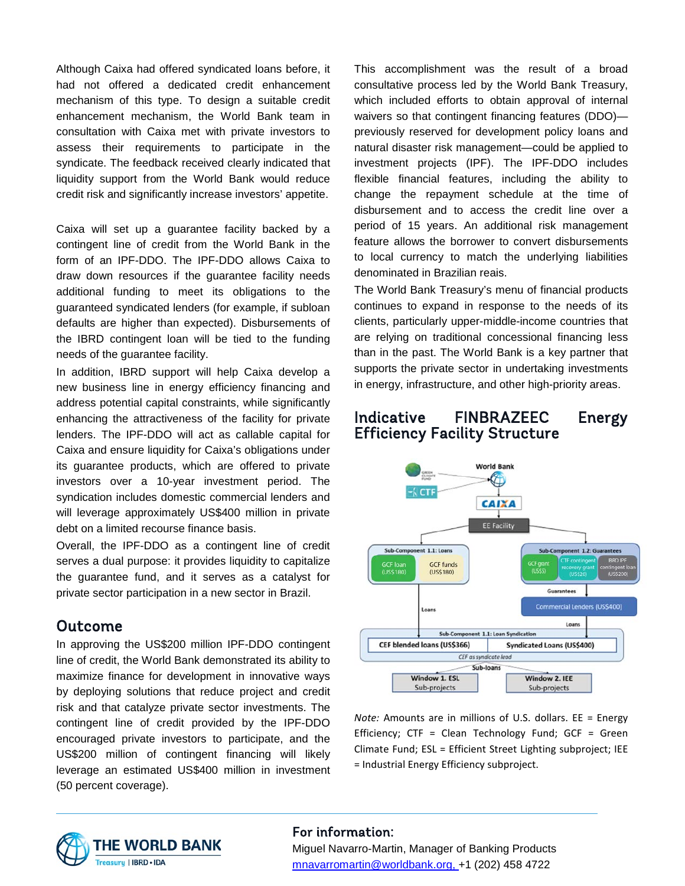Although Caixa had offered syndicated loans before, it had not offered a dedicated credit enhancement mechanism of this type. To design a suitable credit enhancement mechanism, the World Bank team in consultation with Caixa met with private investors to assess their requirements to participate in the syndicate. The feedback received clearly indicated that liquidity support from the World Bank would reduce credit risk and significantly increase investors' appetite.

Caixa will set up a guarantee facility backed by a contingent line of credit from the World Bank in the form of an IPF-DDO. The IPF-DDO allows Caixa to draw down resources if the guarantee facility needs additional funding to meet its obligations to the guaranteed syndicated lenders (for example, if subloan defaults are higher than expected). Disbursements of the IBRD contingent loan will be tied to the funding needs of the guarantee facility.

In addition, IBRD support will help Caixa develop a new business line in energy efficiency financing and address potential capital constraints, while significantly enhancing the attractiveness of the facility for private lenders. The IPF-DDO will act as callable capital for Caixa and ensure liquidity for Caixa's obligations under its guarantee products, which are offered to private investors over a 10-year investment period. The syndication includes domestic commercial lenders and will leverage approximately US$400 million in private debt on a limited recourse finance basis.

Overall, the IPF-DDO as a contingent line of credit serves a dual purpose: it provides liquidity to capitalize the guarantee fund, and it serves as a catalyst for private sector participation in a new sector in Brazil.

## Outcome

In approving the US$200 million IPF-DDO contingent line of credit, the World Bank demonstrated its ability to maximize finance for development in innovative ways by deploying solutions that reduce project and credit risk and that catalyze private sector investments. The contingent line of credit provided by the IPF-DDO encouraged private investors to participate, and the US$200 million of contingent financing will likely leverage an estimated US$400 million in investment (50 percent coverage).

This accomplishment was the result of a broad consultative process led by the World Bank Treasury, which included efforts to obtain approval of internal waivers so that contingent financing features (DDO)—previously reserved for development policy loans and natural disaster risk management—could be applied to investment projects (IPF). The IPF-DDO includes flexible financial features, including the ability to change the repayment schedule at the time of disbursement and to access the credit line over a period of 15 years. An additional risk management feature allows the borrower to convert disbursements to local currency to match the underlying liabilities denominated in Brazilian reais.

The World Bank Treasury's menu of financial products continues to expand in response to the needs of its clients, particularly upper-middle-income countries that are relying on traditional concessional financing less than in the past. The World Bank is a key partner that supports the private sector in undertaking investments in energy, infrastructure, and other high-priority areas.

## Indicative FINBRAZEEC Energy Efficiency Facility Structure

Green Climate Fund
CTF
World Bank
CAIXA
EE Facility
Sub-Component 1.1: Loans
GCF loan (US$180)
GCF funds (US$180)
Sub-Component 1.2: Guarantees
GCF grant (US$5)
CTF contingent recovery grant (US$20)
IBRD IPF contingent loan (US$200)
Guarantees
Commercial Lenders (US$400)
Loans
Loans
Sub-Component 1.1: Loan Syndication
CEF blended loans (US$366)
Syndicated Loans (US$400)
CEF as syndicate lead
Sub-loans
Window 1. ESL Sub-projects
Window 2. IEE Sub-projects

*Note:* Amounts are in millions of U.S. dollars. EE = Energy Efficiency; CTF = Clean Technology Fund; GCF = Green Climate Fund; ESL = Efficient Street Lighting subproject; IEE = Industrial Energy Efficiency subproject.

**For information:**
Miguel Navarro-Martin, Manager of Banking Products
mnavarromartin@worldbank.org, +1 (202) 458 4722